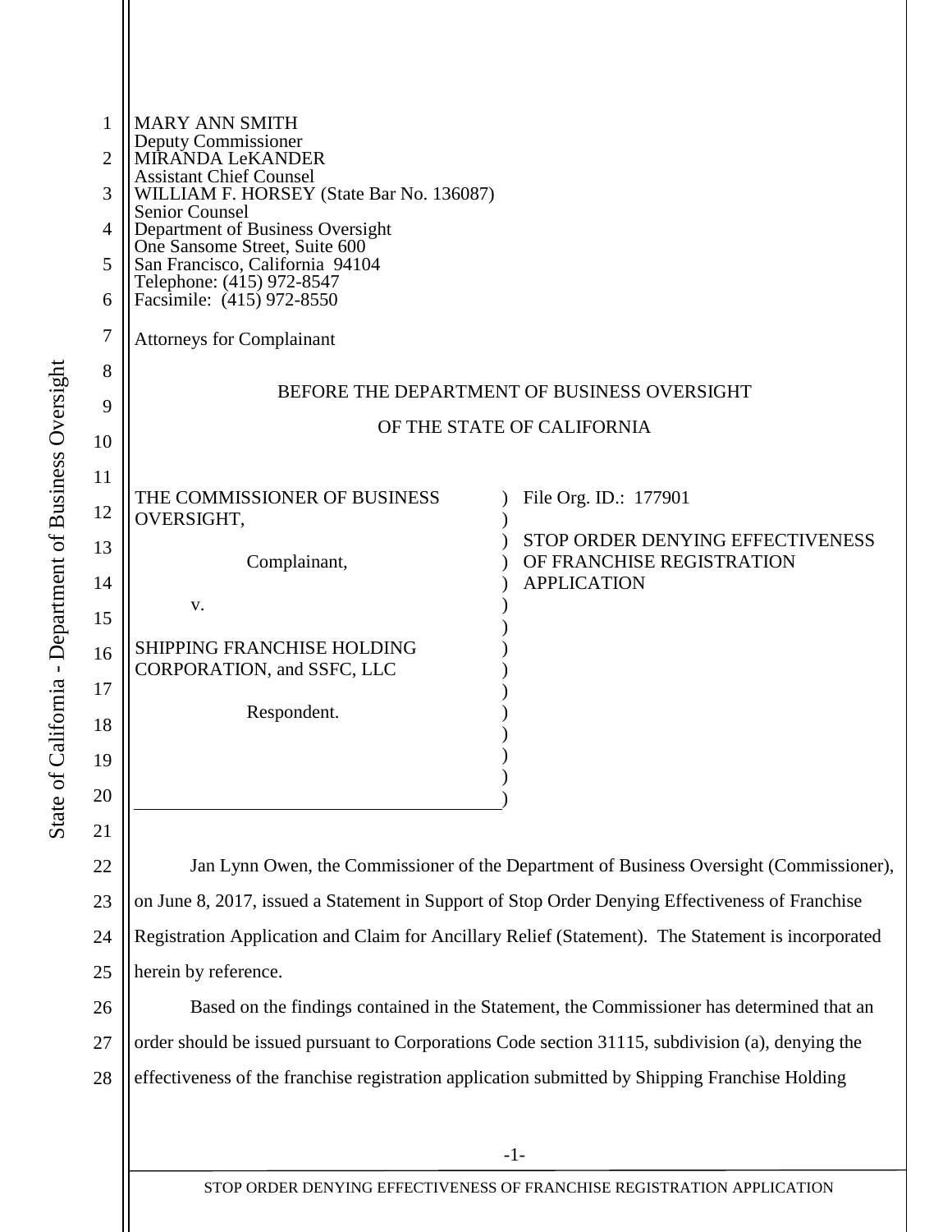MARY ANN SMITH
Deputy Commissioner
MIRANDA LeKANDER
Assistant Chief Counsel
WILLIAM F. HORSEY (State Bar No. 136087)
Senior Counsel
Department of Business Oversight
One Sansome Street, Suite 600
San Francisco, California 94104
Telephone: (415) 972-8547
Facsimile: (415) 972-8550

Attorneys for Complainant

BEFORE THE DEPARTMENT OF BUSINESS OVERSIGHT

OF THE STATE OF CALIFORNIA

| | |
|---|---|
| THE COMMISSIONER OF BUSINESS OVERSIGHT,<br><br>Complainant,<br><br>v.<br><br>SHIPPING FRANCHISE HOLDING CORPORATION, and SSFC, LLC<br><br>Respondent. | File Org. ID.: 177901<br><br>STOP ORDER DENYING EFFECTIVENESS OF FRANCHISE REGISTRATION APPLICATION |

Jan Lynn Owen, the Commissioner of the Department of Business Oversight (Commissioner), on June 8, 2017, issued a Statement in Support of Stop Order Denying Effectiveness of Franchise Registration Application and Claim for Ancillary Relief (Statement). The Statement is incorporated herein by reference.

Based on the findings contained in the Statement, the Commissioner has determined that an order should be issued pursuant to Corporations Code section 31115, subdivision (a), denying the effectiveness of the franchise registration application submitted by Shipping Franchise Holding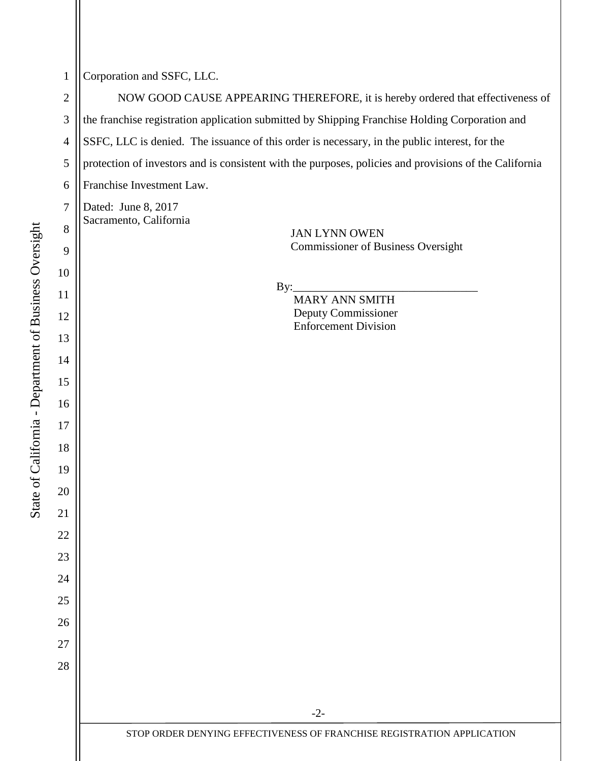Corporation and SSFC, LLC.

NOW GOOD CAUSE APPEARING THEREFORE, it is hereby ordered that effectiveness of the franchise registration application submitted by Shipping Franchise Holding Corporation and SSFC, LLC is denied. The issuance of this order is necessary, in the public interest, for the protection of investors and is consistent with the purposes, policies and provisions of the California Franchise Investment Law.

Dated: June 8, 2017
Sacramento, California

JAN LYNN OWEN
Commissioner of Business Oversight

By:\_\_\_\_\_\_\_\_\_\_\_\_\_\_\_\_\_\_\_\_\_\_\_\_\_\_\_\_\_\_\_\_
MARY ANN SMITH
Deputy Commissioner
Enforcement Division